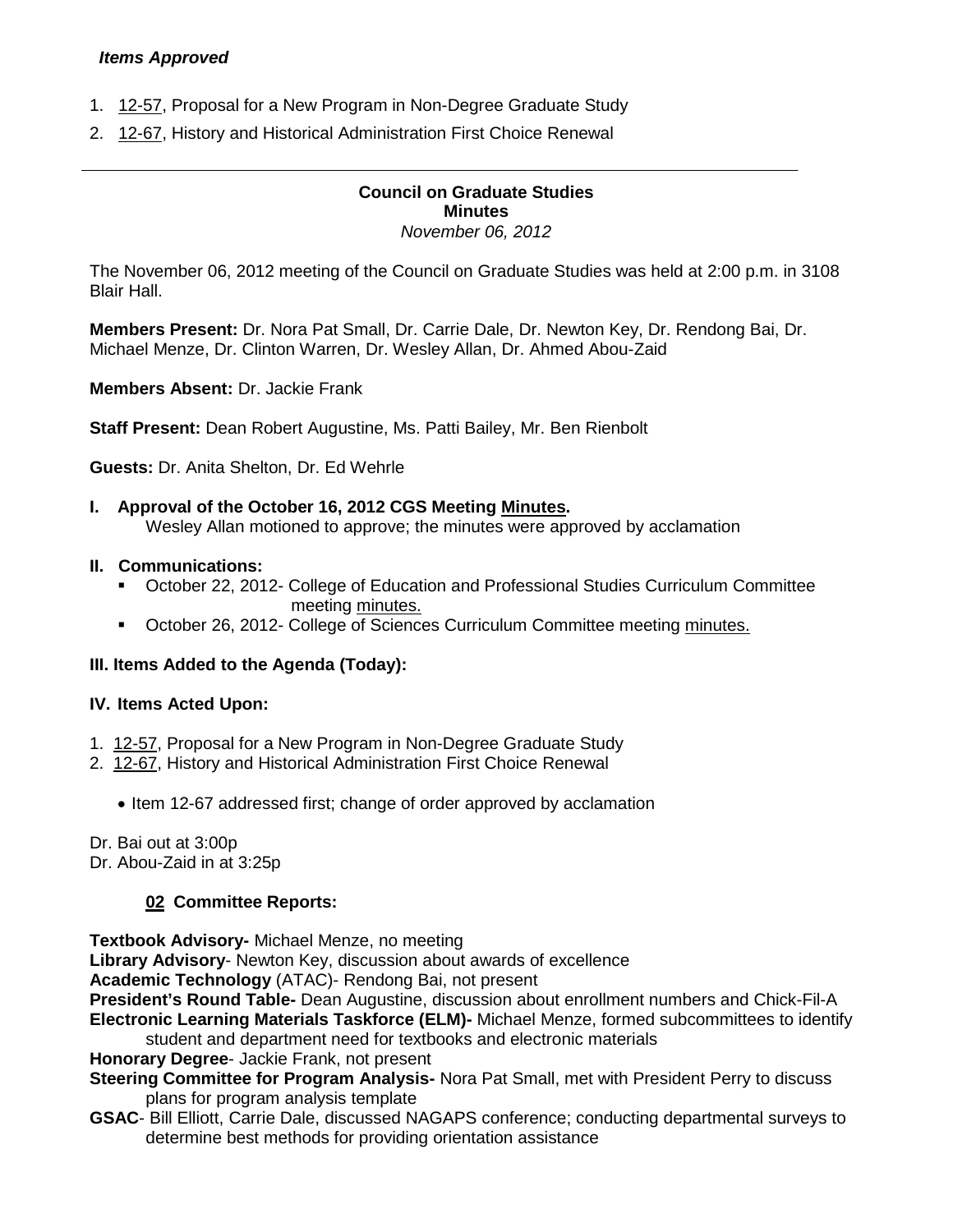***Items Approved***

1. 12-57, Proposal for a New Program in Non-Degree Graduate Study
2. 12-67, History and Historical Administration First Choice Renewal

---

**Council on Graduate Studies**
**Minutes**
*November 06, 2012*

The November 06, 2012 meeting of the Council on Graduate Studies was held at 2:00 p.m. in 3108 Blair Hall.

**Members Present:** Dr. Nora Pat Small, Dr. Carrie Dale, Dr. Newton Key, Dr. Rendong Bai, Dr. Michael Menze, Dr. Clinton Warren, Dr. Wesley Allan, Dr. Ahmed Abou-Zaid

**Members Absent:** Dr. Jackie Frank

**Staff Present:** Dean Robert Augustine, Ms. Patti Bailey, Mr. Ben Rienbolt

**Guests:** Dr. Anita Shelton, Dr. Ed Wehrle

**I. Approval of the October 16, 2012 CGS Meeting Minutes.**
Wesley Allan motioned to approve; the minutes were approved by acclamation

**II. Communications:**

- October 22, 2012- College of Education and Professional Studies Curriculum Committee meeting minutes.
- October 26, 2012- College of Sciences Curriculum Committee meeting minutes.

**III. Items Added to the Agenda (Today):**

**IV. Items Acted Upon:**

1. 12-57, Proposal for a New Program in Non-Degree Graduate Study
2. 12-67, History and Historical Administration First Choice Renewal
   - Item 12-67 addressed first; change of order approved by acclamation

Dr. Bai out at 3:00p
Dr. Abou-Zaid in at 3:25p

**02 Committee Reports:**

**Textbook Advisory-** Michael Menze, no meeting
**Library Advisory**- Newton Key, discussion about awards of excellence
**Academic Technology** (ATAC)- Rendong Bai, not present
**President's Round Table-** Dean Augustine, discussion about enrollment numbers and Chick-Fil-A
**Electronic Learning Materials Taskforce (ELM)-** Michael Menze, formed subcommittees to identify student and department need for textbooks and electronic materials
**Honorary Degree**- Jackie Frank, not present
**Steering Committee for Program Analysis-** Nora Pat Small, met with President Perry to discuss plans for program analysis template
**GSAC**- Bill Elliott, Carrie Dale, discussed NAGAPS conference; conducting departmental surveys to determine best methods for providing orientation assistance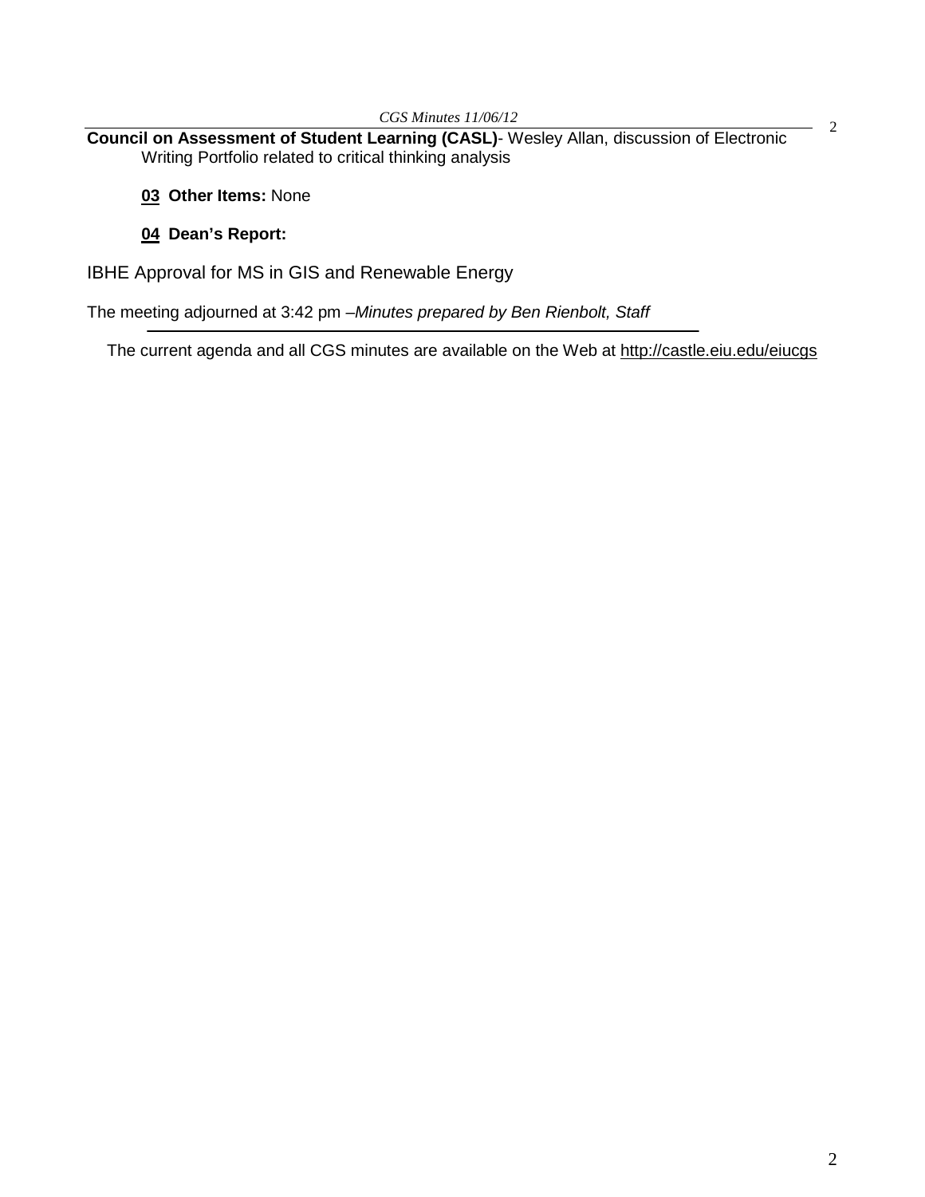**Council on Assessment of Student Learning (CASL)**- Wesley Allan, discussion of Electronic Writing Portfolio related to critical thinking analysis

**03 Other Items:** None

**04 Dean's Report:**

IBHE Approval for MS in GIS and Renewable Energy

The meeting adjourned at 3:42 pm –*Minutes prepared by Ben Rienbolt, Staff*

---

The current agenda and all CGS minutes are available on the Web at http://castle.eiu.edu/eiucgs